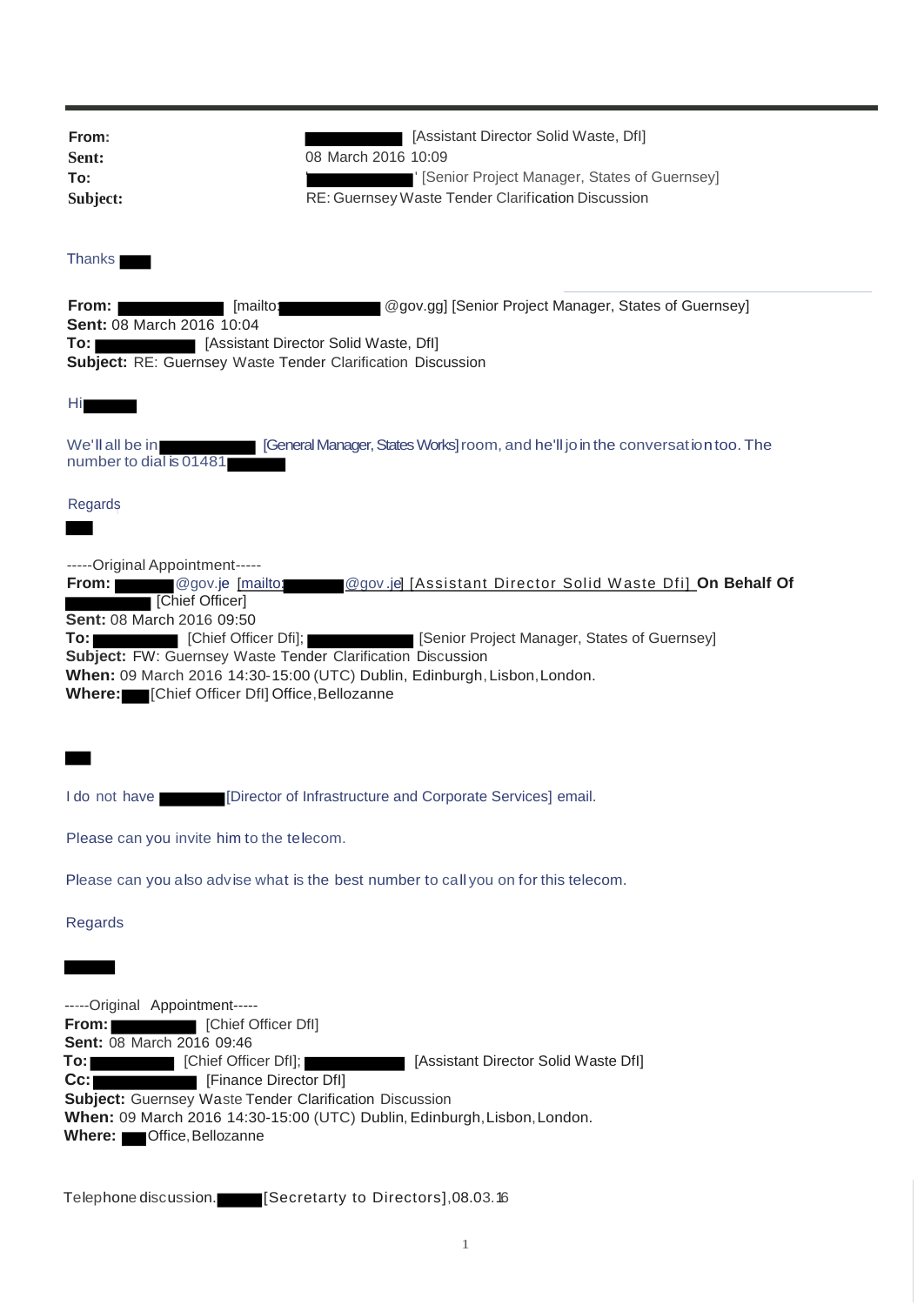**From:** [Assistant Director Solid Waste, DfI]
**Sent:** 08 March 2016 10:09
**To:** ' [Senior Project Manager, States of Guernsey]
**Subject:** RE: Guernsey Waste Tender Clarification Discussion

Thanks

**From:** [mailto: @gov.gg] [Senior Project Manager, States of Guernsey]
**Sent:** 08 March 2016 10:04
**To:** [Assistant Director Solid Waste, DfI]
**Subject:** RE: Guernsey Waste Tender Clarification Discussion

Hi

We'll all be in [General Manager, States Works] room, and he'll join the conversation too. The number to dial is 01481

Regards

-----Original Appointment-----
**From:** @gov.je [mailto: @gov.je] [Assistant Director Solid Waste Dfi] **On Behalf Of** [Chief Officer]
**Sent:** 08 March 2016 09:50
**To:** [Chief Officer Dfi]; [Senior Project Manager, States of Guernsey]
**Subject:** FW: Guernsey Waste Tender Clarification Discussion
**When:** 09 March 2016 14:30-15:00 (UTC) Dublin, Edinburgh, Lisbon, London.
**Where:** [Chief Officer DfI] Office, Bellozanne

I do not have [Director of Infrastructure and Corporate Services] email.

Please can you invite him to the telecom.

Please can you also advise what is the best number to call you on for this telecom.

Regards

-----Original Appointment-----
**From:** [Chief Officer DfI]
**Sent:** 08 March 2016 09:46
**To:** [Chief Officer DfI]; [Assistant Director Solid Waste DfI]
**Cc:** [Finance Director DfI]
**Subject:** Guernsey Waste Tender Clarification Discussion
**When:** 09 March 2016 14:30-15:00 (UTC) Dublin, Edinburgh, Lisbon, London.
**Where:** Office, Bellozanne

Telephone discussion. [Secretarty to Directors], 08.03.16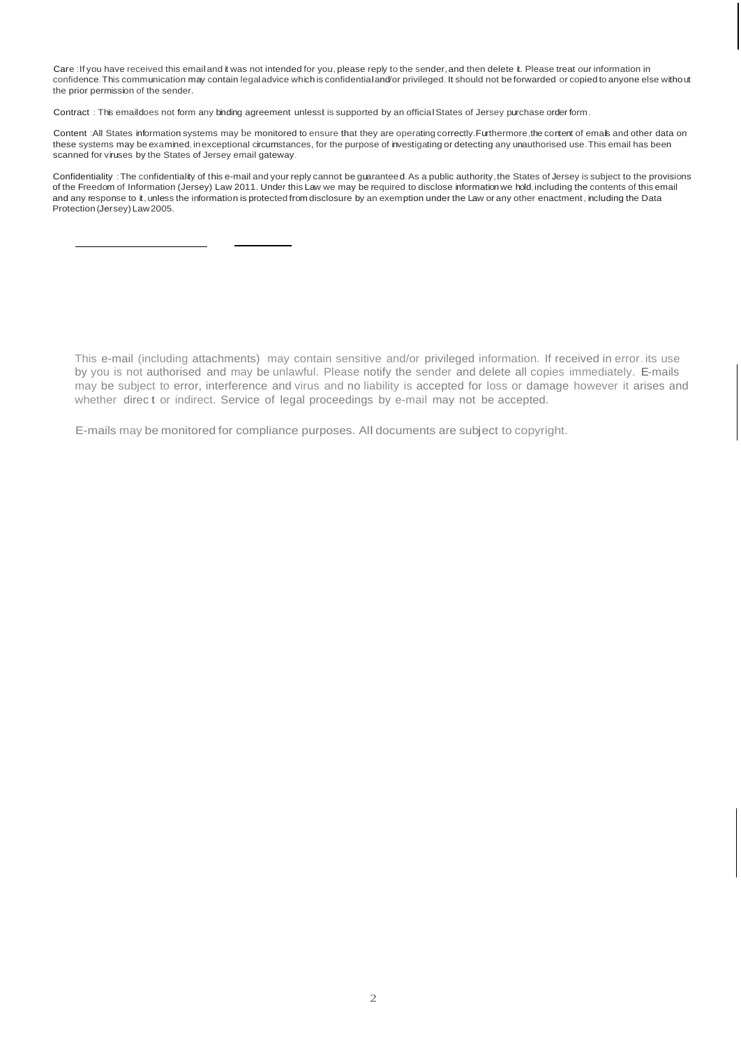Care : If you have received this email and it was not intended for you, please reply to the sender, and then delete it. Please treat our information in confidence. This communication may contain legal advice which is confidential and/or privileged. It should not be forwarded or copied to anyone else without the prior permission of the sender.

Contract : This email does not form any binding agreement unless it is supported by an official States of Jersey purchase order form.

Content : All States information systems may be monitored to ensure that they are operating correctly. Furthermore, the content of emails and other data on these systems may be examined, in exceptional circumstances, for the purpose of investigating or detecting any unauthorised use. This email has been scanned for viruses by the States of Jersey email gateway.

Confidentiality : The confidentiality of this e-mail and your reply cannot be guaranteed. As a public authority, the States of Jersey is subject to the provisions of the Freedom of Information (Jersey) Law 2011. Under this Law we may be required to disclose information we hold, including the contents of this email and any response to it, unless the information is protected from disclosure by an exemption under the Law or any other enactment, including the Data Protection (Jersey) Law 2005.

---

This e-mail (including attachments) may contain sensitive and/or privileged information. If received in error. its use by you is not authorised and may be unlawful. Please notify the sender and delete all copies immediately. E-mails may be subject to error, interference and virus and no liability is accepted for loss or damage however it arises and whether direc t or indirect. Service of legal proceedings by e-mail may not be accepted.

E-mails may be monitored for compliance purposes. All documents are subject to copyright.